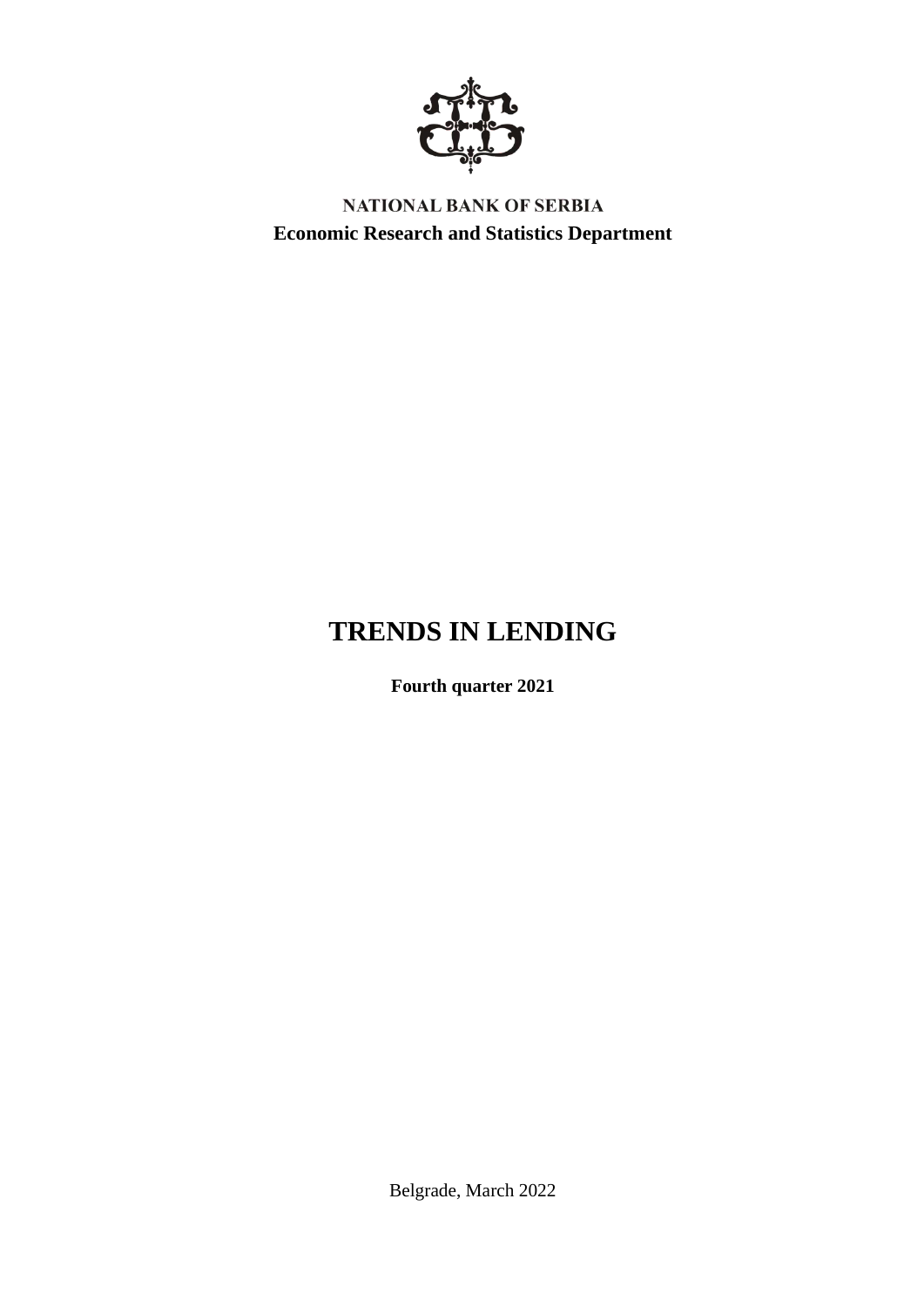NATIONAL BANK OF SERBIA

**Economic Research and Statistics Department**

# TRENDS IN LENDING

**Fourth quarter 2021**

Belgrade, March 2022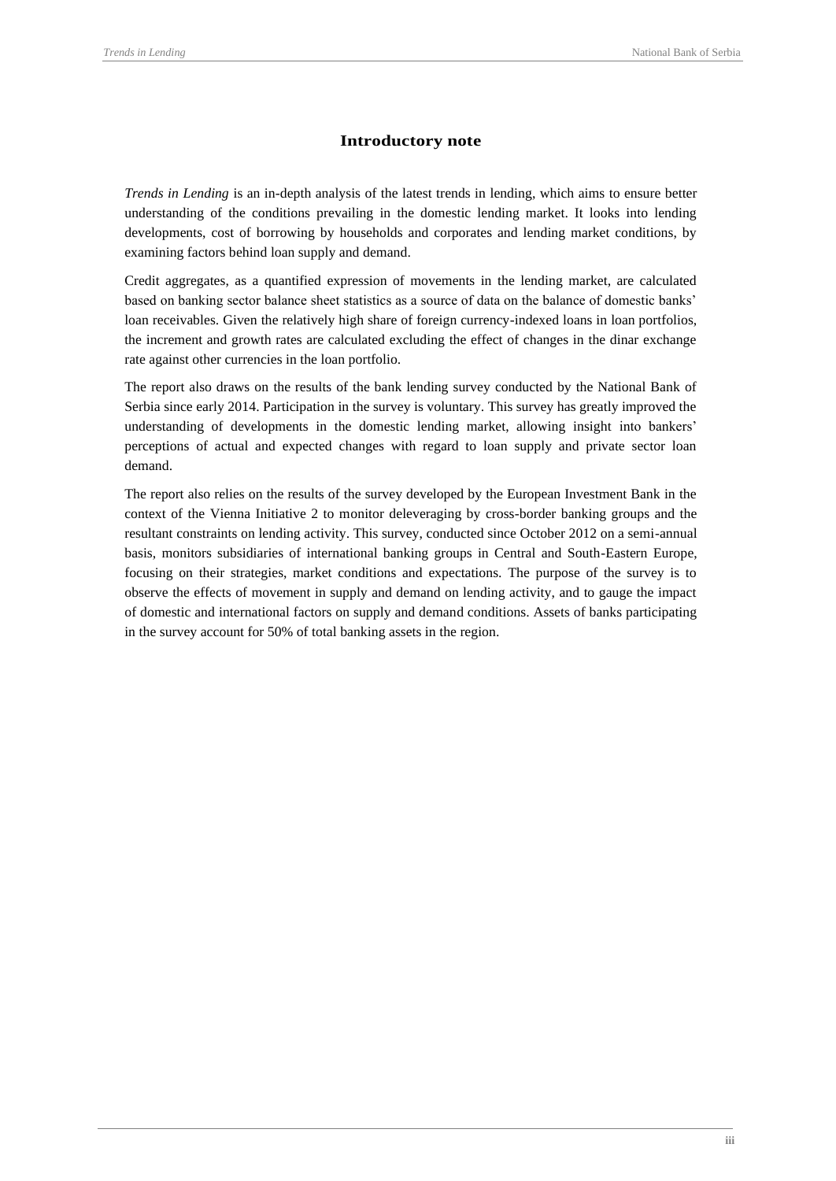## Introductory note

*Trends in Lending* is an in-depth analysis of the latest trends in lending, which aims to ensure better understanding of the conditions prevailing in the domestic lending market. It looks into lending developments, cost of borrowing by households and corporates and lending market conditions, by examining factors behind loan supply and demand.

Credit aggregates, as a quantified expression of movements in the lending market, are calculated based on banking sector balance sheet statistics as a source of data on the balance of domestic banks' loan receivables. Given the relatively high share of foreign currency-indexed loans in loan portfolios, the increment and growth rates are calculated excluding the effect of changes in the dinar exchange rate against other currencies in the loan portfolio.

The report also draws on the results of the bank lending survey conducted by the National Bank of Serbia since early 2014. Participation in the survey is voluntary. This survey has greatly improved the understanding of developments in the domestic lending market, allowing insight into bankers' perceptions of actual and expected changes with regard to loan supply and private sector loan demand.

The report also relies on the results of the survey developed by the European Investment Bank in the context of the Vienna Initiative 2 to monitor deleveraging by cross-border banking groups and the resultant constraints on lending activity. This survey, conducted since October 2012 on a semi-annual basis, monitors subsidiaries of international banking groups in Central and South-Eastern Europe, focusing on their strategies, market conditions and expectations. The purpose of the survey is to observe the effects of movement in supply and demand on lending activity, and to gauge the impact of domestic and international factors on supply and demand conditions. Assets of banks participating in the survey account for 50% of total banking assets in the region.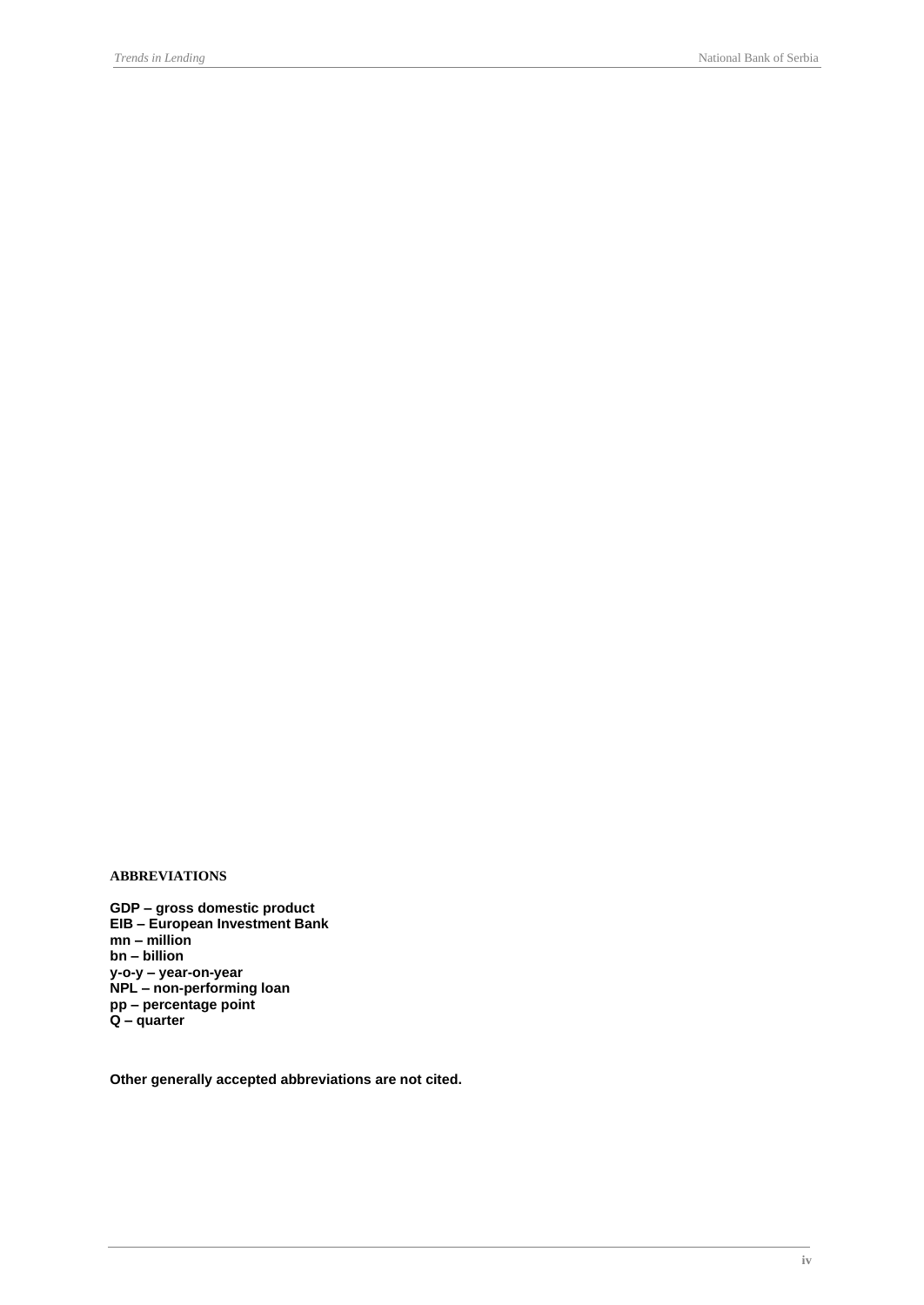**ABBREVIATIONS**

**GDP – gross domestic product**
**EIB – European Investment Bank**
**mn – million**
**bn – billion**
**y-o-y – year-on-year**
**NPL – non-performing loan**
**pp – percentage point**
**Q – quarter**

**Other generally accepted abbreviations are not cited.**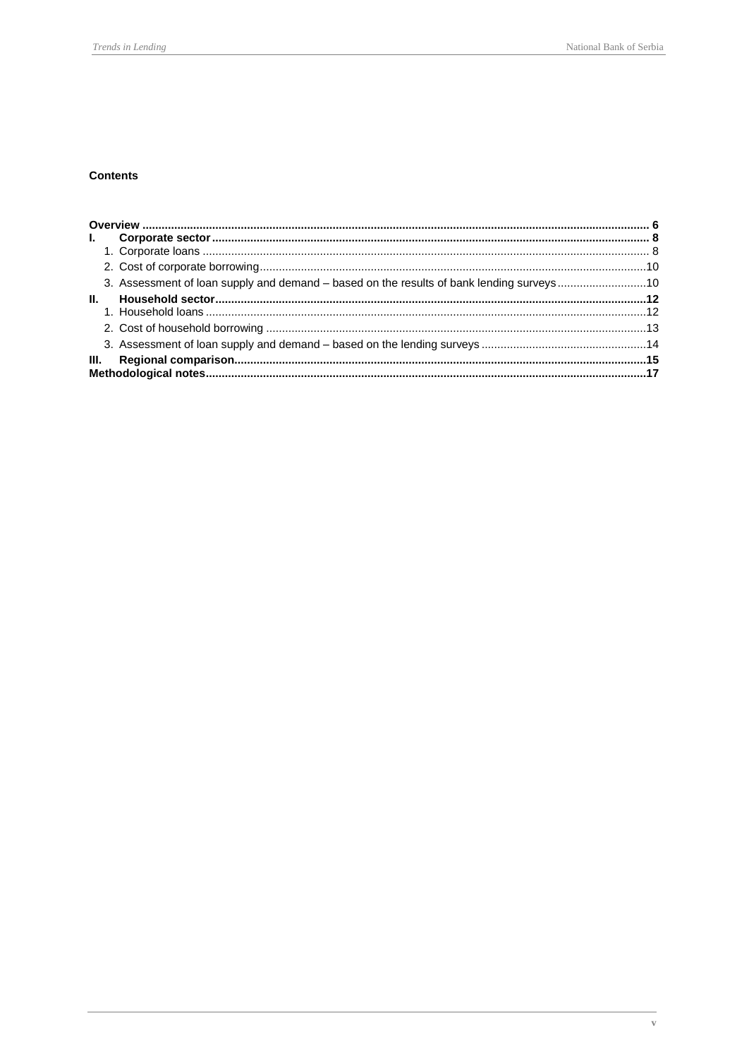**Contents**

**Overview** ........................................................................................................................................... **6**

**I. Corporate sector** ......................................................................................................................... **8**

1. Corporate loans ........................................................................................................................... 8
2. Cost of corporate borrowing ........................................................................................................ 10
3. Assessment of loan supply and demand – based on the results of bank lending surveys ............... 10

**II. Household sector** ...................................................................................................................... **12**

1. Household loans ......................................................................................................................... 12
2. Cost of household borrowing ....................................................................................................... 13
3. Assessment of loan supply and demand – based on the lending surveys ..................................... 14

**III. Regional comparison** ................................................................................................................ **15**

**Methodological notes** ........................................................................................................................ **17**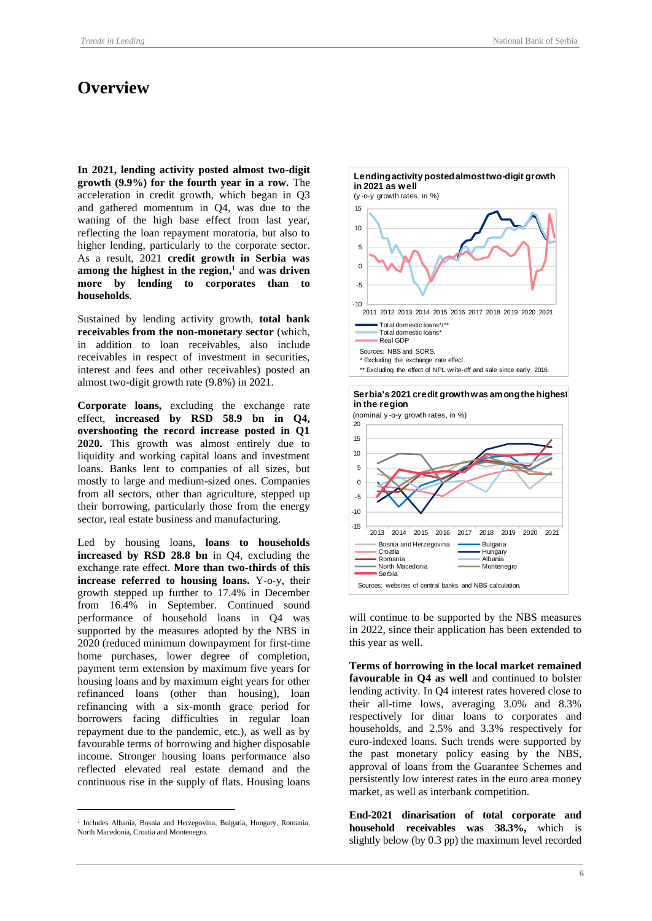# Overview

**In 2021, lending activity posted almost two-digit growth (9.9%) for the fourth year in a row.** The acceleration in credit growth, which began in Q3 and gathered momentum in Q4, was due to the waning of the high base effect from last year, reflecting the loan repayment moratoria, but also to higher lending, particularly to the corporate sector. As a result, 2021 **credit growth in Serbia was among the highest in the region,**[1] and **was driven more by lending to corporates than to households**.

Sustained by lending activity growth, **total bank receivables from the non-monetary sector** (which, in addition to loan receivables, also include receivables in respect of investment in securities, interest and fees and other receivables) posted an almost two-digit growth rate (9.8%) in 2021.

**Corporate loans,** excluding the exchange rate effect, **increased by RSD 58.9 bn in Q4, overshooting the record increase posted in Q1 2020.** This growth was almost entirely due to liquidity and working capital loans and investment loans. Banks lent to companies of all sizes, but mostly to large and medium-sized ones. Companies from all sectors, other than agriculture, stepped up their borrowing, particularly those from the energy sector, real estate business and manufacturing.

Led by housing loans, **loans to households increased by RSD 28.8 bn** in Q4, excluding the exchange rate effect. **More than two-thirds of this increase referred to housing loans.** Y-o-y, their growth stepped up further to 17.4% in December from 16.4% in September. Continued sound performance of household loans in Q4 was supported by the measures adopted by the NBS in 2020 (reduced minimum downpayment for first-time home purchases, lower degree of completion, payment term extension by maximum five years for housing loans and by maximum eight years for other refinanced loans (other than housing), loan refinancing with a six-month grace period for borrowers facing difficulties in regular loan repayment due to the pandemic, etc.), as well as by favourable terms of borrowing and higher disposable income. Stronger housing loans performance also reflected elevated real estate demand and the continuous rise in the supply of flats. Housing loans will continue to be supported by the NBS measures in 2022, since their application has been extended to this year as well.

**Lending activity posted almost two-digit growth in 2021 as well**
(y-o-y growth rates, in %)

Legend: Total domestic loans*/**; Total domestic loans*; Real GDP

Sources: NBS and SORS.
\* Excluding the exchange rate effect.
\*\* Excluding the effect of NPL write-off and sale since early 2016.

**Serbia's 2021 credit growth was among the highest in the region**
(nominal y-o-y growth rates, in %)

Legend: Bosnia and Herzegovina; Bulgaria; Croatia; Hungary; Romania; Albania; North Macedonia; Montenegro; Serbia

Sources: websites of central banks and NBS calculation.

**Terms of borrowing in the local market remained favourable in Q4 as well** and continued to bolster lending activity. In Q4 interest rates hovered close to their all-time lows, averaging 3.0% and 8.3% respectively for dinar loans to corporates and households, and 2.5% and 3.3% respectively for euro-indexed loans. Such trends were supported by the past monetary policy easing by the NBS, approval of loans from the Guarantee Schemes and persistently low interest rates in the euro area money market, as well as interbank competition.

**End-2021 dinarisation of total corporate and household receivables was 38.3%,** which is slightly below (by 0.3 pp) the maximum level recorded

[1] Includes Albania, Bosnia and Herzegovina, Bulgaria, Hungary, Romania, North Macedonia, Croatia and Montenegro.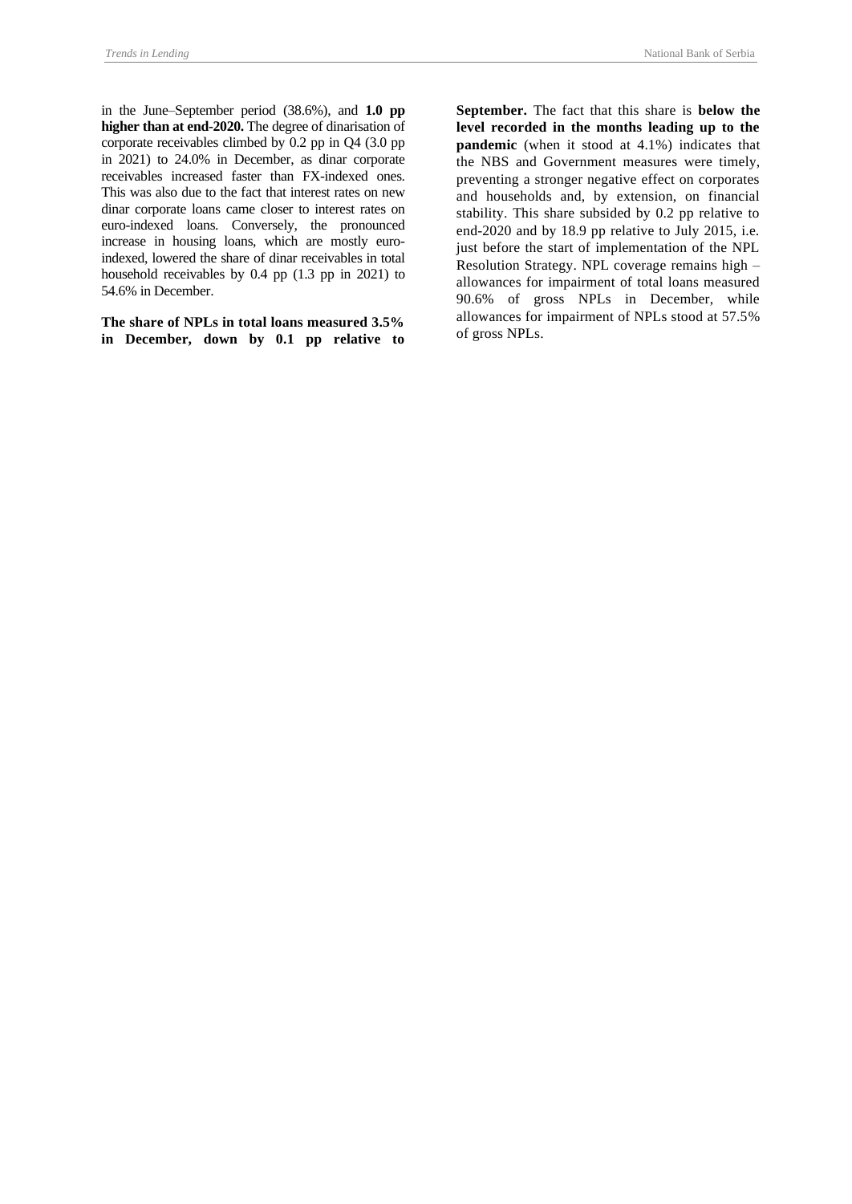in the June–September period (38.6%), and **1.0 pp higher than at end-2020.** The degree of dinarisation of corporate receivables climbed by 0.2 pp in Q4 (3.0 pp in 2021) to 24.0% in December, as dinar corporate receivables increased faster than FX-indexed ones. This was also due to the fact that interest rates on new dinar corporate loans came closer to interest rates on euro-indexed loans. Conversely, the pronounced increase in housing loans, which are mostly euro-indexed, lowered the share of dinar receivables in total household receivables by 0.4 pp (1.3 pp in 2021) to 54.6% in December.

**The share of NPLs in total loans measured 3.5% in December, down by 0.1 pp relative to September.** The fact that this share is **below the level recorded in the months leading up to the pandemic** (when it stood at 4.1%) indicates that the NBS and Government measures were timely, preventing a stronger negative effect on corporates and households and, by extension, on financial stability. This share subsided by 0.2 pp relative to end-2020 and by 18.9 pp relative to July 2015, i.e. just before the start of implementation of the NPL Resolution Strategy. NPL coverage remains high – allowances for impairment of total loans measured 90.6% of gross NPLs in December, while allowances for impairment of NPLs stood at 57.5% of gross NPLs.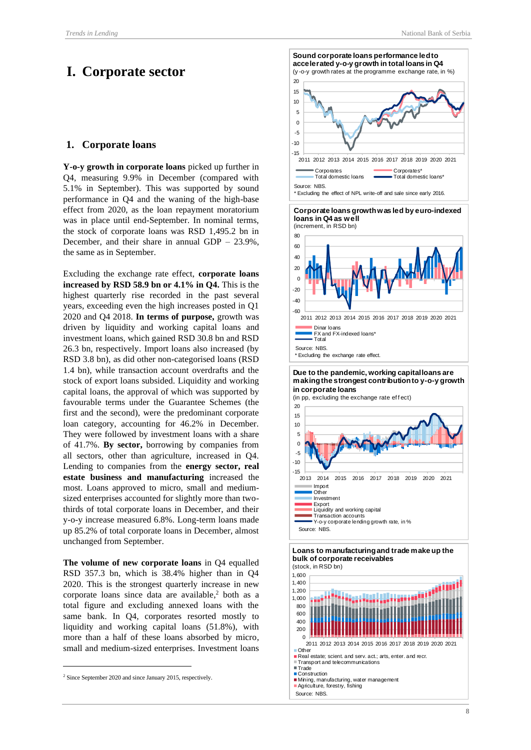# I. Corporate sector

## 1. Corporate loans

**Y-o-y growth in corporate loans** picked up further in Q4, measuring 9.9% in December (compared with 5.1% in September). This was supported by sound performance in Q4 and the waning of the high-base effect from 2020, as the loan repayment moratorium was in place until end-September. In nominal terms, the stock of corporate loans was RSD 1,495.2 bn in December, and their share in annual GDP – 23.9%, the same as in September.

Excluding the exchange rate effect, **corporate loans increased by RSD 58.9 bn or 4.1% in Q4.** This is the highest quarterly rise recorded in the past several years, exceeding even the high increases posted in Q1 2020 and Q4 2018. **In terms of purpose,** growth was driven by liquidity and working capital loans and investment loans, which gained RSD 30.8 bn and RSD 26.3 bn, respectively. Import loans also increased (by RSD 3.8 bn), as did other non-categorised loans (RSD 1.4 bn), while transaction account overdrafts and the stock of export loans subsided. Liquidity and working capital loans, the approval of which was supported by favourable terms under the Guarantee Schemes (the first and the second), were the predominant corporate loan category, accounting for 46.2% in December. They were followed by investment loans with a share of 41.7%. **By sector,** borrowing by companies from all sectors, other than agriculture, increased in Q4. Lending to companies from the **energy sector, real estate business and manufacturing** increased the most. Loans approved to micro, small and medium-sized enterprises accounted for slightly more than two-thirds of total corporate loans in December, and their y-o-y increase measured 6.8%. Long-term loans made up 85.2% of total corporate loans in December, almost unchanged from September.

**The volume of new corporate loans** in Q4 equalled RSD 357.3 bn, which is 38.4% higher than in Q4 2020. This is the strongest quarterly increase in new corporate loans since data are available,[2] both as a total figure and excluding annexed loans with the same bank. In Q4, corporates resorted mostly to liquidity and working capital loans (51.8%), with more than a half of these loans absorbed by micro, small and medium-sized enterprises. Investment loans

[2] Since September 2020 and since January 2015, respectively.

**Sound corporate loans performance led to accelerated y-o-y growth in total loans in Q4**
(y-o-y growth rates at the programme exchange rate, in %)

Corporates; Corporates*; Total domestic loans; Total domestic loans*

Source: NBS.
\* Excluding the effect of NPL write-off and sale since early 2016.

**Corporate loans growth was led by euro-indexed loans in Q4 as well**
(increment, in RSD bn)

Dinar loans; FX and FX-indexed loans*; Total

Source: NBS.
\* Excluding the exchange rate effect.

**Due to the pandemic, working capital loans are making the strongest contribution to y-o-y growth in corporate loans**
(in pp, excluding the exchange rate effect)

Import; Other; Investment; Export; Liquidity and working capital; Transaction accounts; Y-o-y corporate lending growth rate, in %

Source: NBS.

**Loans to manufacturing and trade make up the bulk of corporate receivables**
(stock, in RSD bn)

Other; Real estate; scient. and serv. act.; arts, enter. and recr.; Transport and telecommunications; Trade; Construction; Mining, manufacturing, water management; Agriculture, forestry, fishing

Source: NBS.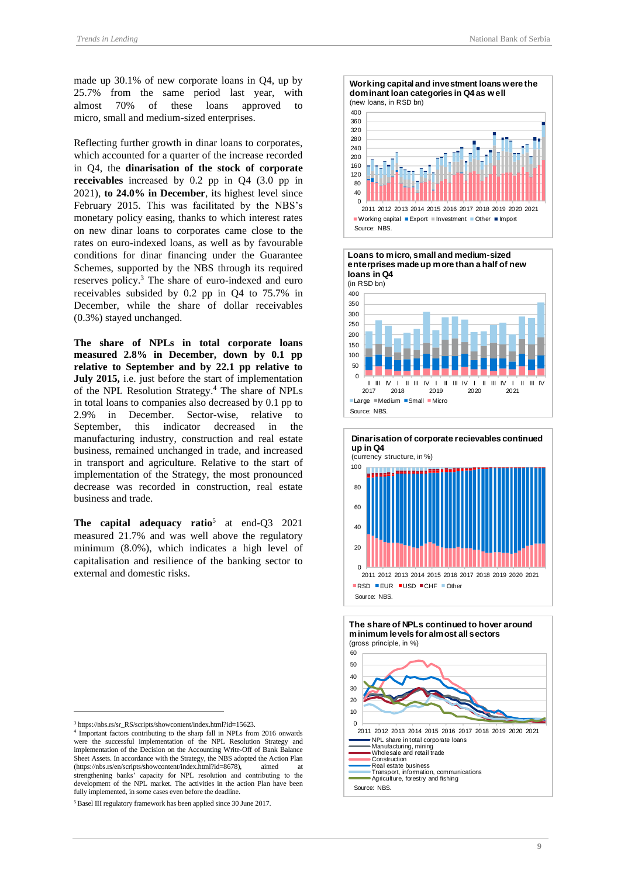made up 30.1% of new corporate loans in Q4, up by 25.7% from the same period last year, with almost 70% of these loans approved to micro, small and medium-sized enterprises.

Reflecting further growth in dinar loans to corporates, which accounted for a quarter of the increase recorded in Q4, the **dinarisation of the stock of corporate receivables** increased by 0.2 pp in Q4 (3.0 pp in 2021), **to 24.0% in December**, its highest level since February 2015. This was facilitated by the NBS's monetary policy easing, thanks to which interest rates on new dinar loans to corporates came close to the rates on euro-indexed loans, as well as by favourable conditions for dinar financing under the Guarantee Schemes, supported by the NBS through its required reserves policy.[3] The share of euro-indexed and euro receivables subsided by 0.2 pp in Q4 to 75.7% in December, while the share of dollar receivables (0.3%) stayed unchanged.

**The share of NPLs in total corporate loans measured 2.8% in December, down by 0.1 pp relative to September and by 22.1 pp relative to July 2015,** i.e. just before the start of implementation of the NPL Resolution Strategy.[4] The share of NPLs in total loans to companies also decreased by 0.1 pp to 2.9% in December. Sector-wise, relative to September, this indicator decreased in the manufacturing industry, construction and real estate business, remained unchanged in trade, and increased in transport and agriculture. Relative to the start of implementation of the Strategy, the most pronounced decrease was recorded in construction, real estate business and trade.

**The capital adequacy ratio**[5] at end-Q3 2021 measured 21.7% and was well above the regulatory minimum (8.0%), which indicates a high level of capitalisation and resilience of the banking sector to external and domestic risks.

**Working capital and investment loans were the dominant loan categories in Q4 as well**
(new loans, in RSD bn)

Source: NBS.

**Loans to micro, small and medium-sized enterprises made up more than a half of new loans in Q4**
(in RSD bn)

Source: NBS.

**Dinarisation of corporate recievables continued up in Q4**
(currency structure, in %)

Source: NBS.

**The share of NPLs continued to hover around minimum levels for almost all sectors**
(gross principle, in %)

Source: NBS.

---

[3] https://nbs.rs/sr_RS/scripts/showcontent/index.html?id=15623.

[4] Important factors contributing to the sharp fall in NPLs from 2016 onwards were the successful implementation of the NPL Resolution Strategy and implementation of the Decision on the Accounting Write-Off of Bank Balance Sheet Assets. In accordance with the Strategy, the NBS adopted the Action Plan (https://nbs.rs/en/scripts/showcontent/index.html?id=8678), aimed at strengthening banks' capacity for NPL resolution and contributing to the development of the NPL market. The activities in the action Plan have been fully implemented, in some cases even before the deadline.

[5] Basel III regulatory framework has been applied since 30 June 2017.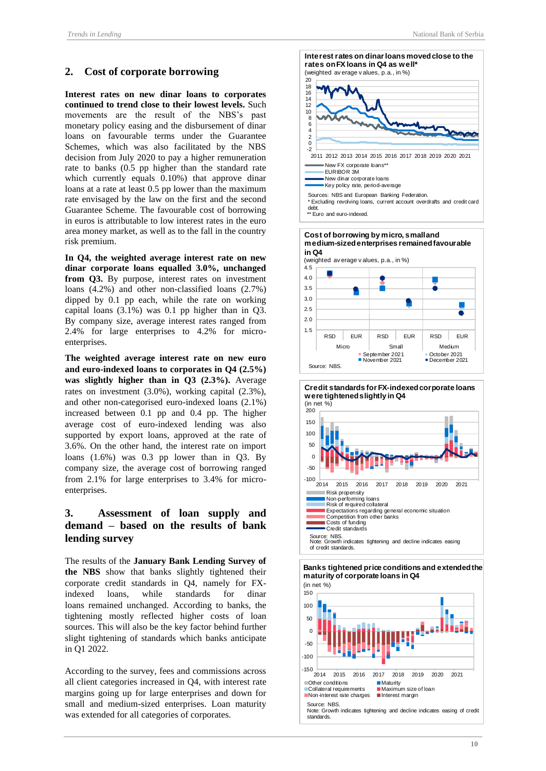## 2. Cost of corporate borrowing

**Interest rates on new dinar loans to corporates continued to trend close to their lowest levels.** Such movements are the result of the NBS's past monetary policy easing and the disbursement of dinar loans on favourable terms under the Guarantee Schemes, which was also facilitated by the NBS decision from July 2020 to pay a higher remuneration rate to banks (0.5 pp higher than the standard rate which currently equals 0.10%) that approve dinar loans at a rate at least 0.5 pp lower than the maximum rate envisaged by the law on the first and the second Guarantee Scheme. The favourable cost of borrowing in euros is attributable to low interest rates in the euro area money market, as well as to the fall in the country risk premium.

**In Q4, the weighted average interest rate on new dinar corporate loans equalled 3.0%, unchanged from Q3.** By purpose, interest rates on investment loans (4.2%) and other non-classified loans (2.7%) dipped by 0.1 pp each, while the rate on working capital loans (3.1%) was 0.1 pp higher than in Q3. By company size, average interest rates ranged from 2.4% for large enterprises to 4.2% for micro-enterprises.

**The weighted average interest rate on new euro and euro-indexed loans to corporates in Q4 (2.5%) was slightly higher than in Q3 (2.3%).** Average rates on investment (3.0%), working capital (2.3%), and other non-categorised euro-indexed loans (2.1%) increased between 0.1 pp and 0.4 pp. The higher average cost of euro-indexed lending was also supported by export loans, approved at the rate of 3.6%. On the other hand, the interest rate on import loans (1.6%) was 0.3 pp lower than in Q3. By company size, the average cost of borrowing ranged from 2.1% for large enterprises to 3.4% for micro-enterprises.

## 3. Assessment of loan supply and demand – based on the results of bank lending survey

The results of the **January Bank Lending Survey of the NBS** show that banks slightly tightened their corporate credit standards in Q4, namely for FX-indexed loans, while standards for dinar loans remained unchanged. According to banks, the tightening mostly reflected higher costs of loan sources. This will also be the key factor behind further slight tightening of standards which banks anticipate in Q1 2022.

According to the survey, fees and commissions across all client categories increased in Q4, with interest rate margins going up for large enterprises and down for small and medium-sized enterprises. Loan maturity was extended for all categories of corporates.

**Interest rates on dinar loans moved close to the rates on FX loans in Q4 as well***
(weighted average values, p.a., in %)

Legend: New FX corporate loans**; EURIBOR 3M; New dinar corporate loans; Key policy rate, period-average

Sources: NBS and European Banking Federation.
* Excluding revolving loans, current account overdrafts and credit card debt.
** Euro and euro-indexed.

**Cost of borrowing by micro, small and medium-sized enterprises remained favourable in Q4**
(weighted average values, p.a., in %)

Legend: September 2021; October 2021; November 2021; December 2021

Source: NBS.

**Credit standards for FX-indexed corporate loans were tightened slightly in Q4**
(in net %)

Legend: Risk propensity; Non-performing loans; Risk of required collateral; Expectations regarding general economic situation; Competition from other banks; Costs of funding; Credit standards

Source: NBS.
Note: Growth indicates tightening and decline indicates easing of credit standards.

**Banks tightened price conditions and extended the maturity of corporate loans in Q4**
(in net %)

Legend: Other conditions; Collateral requirements; Non-interest rate charges; Maturity; Maximum size of loan; Interest margin

Source: NBS.
Note: Growth indicates tightening and decline indicates easing of credit standards.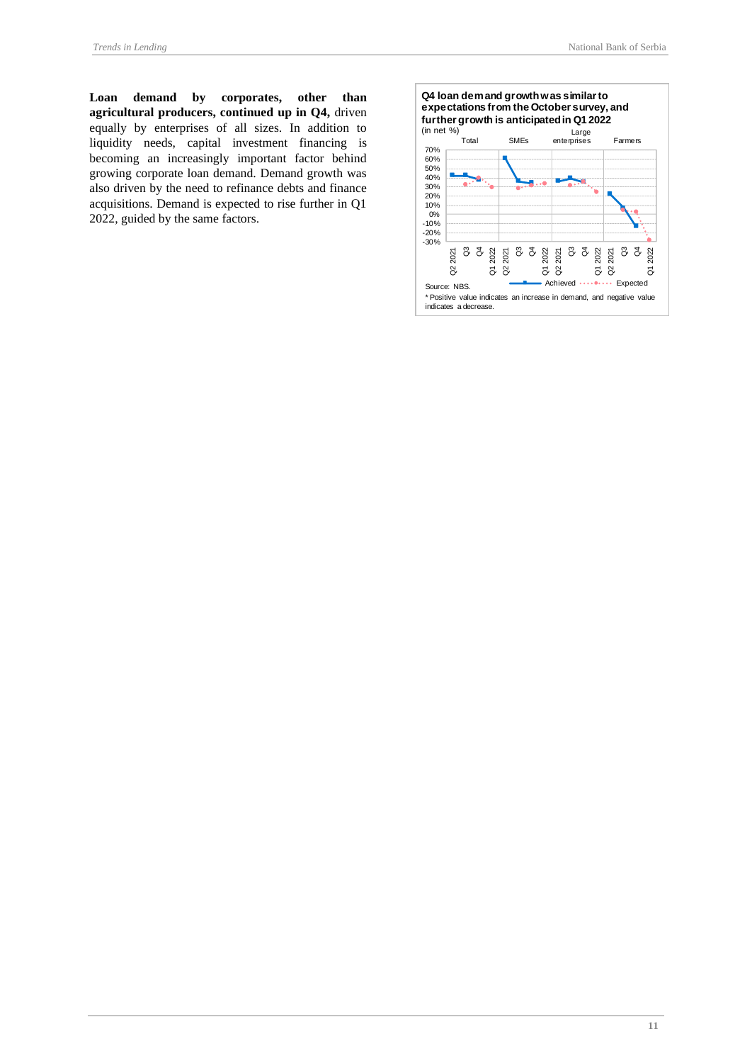**Loan demand by corporates, other than agricultural producers, continued up in Q4,** driven equally by enterprises of all sizes. In addition to liquidity needs, capital investment financing is becoming an increasingly important factor behind growing corporate loan demand. Demand growth was also driven by the need to refinance debts and finance acquisitions. Demand is expected to rise further in Q1 2022, guided by the same factors.

**Q4 loan demand growth was similar to expectations from the October survey, and further growth is anticipated in Q1 2022**

(in net %)

Source: NBS.

\* Positive value indicates an increase in demand, and negative value indicates a decrease.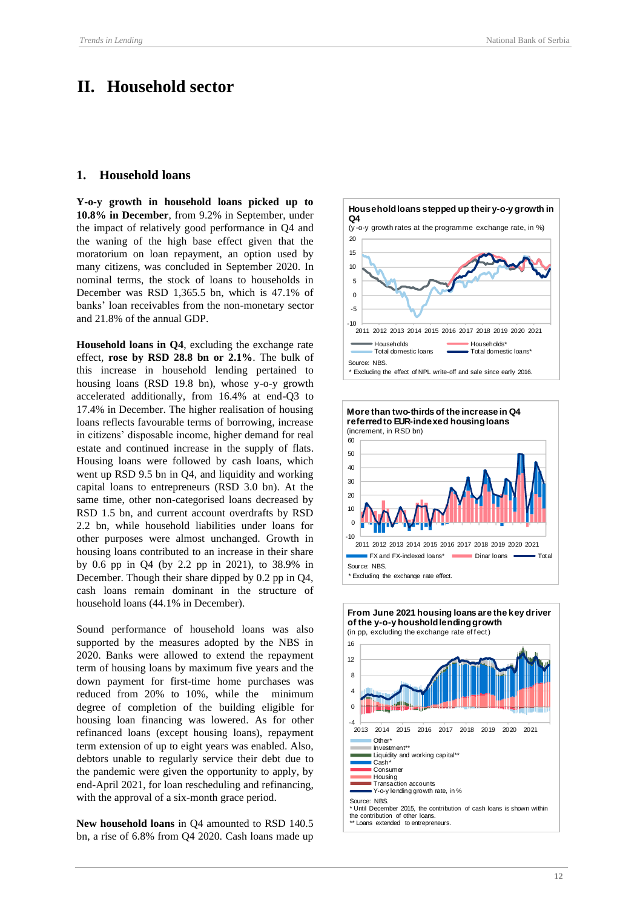# II. Household sector

## 1. Household loans

**Y-o-y growth in household loans picked up to 10.8% in December**, from 9.2% in September, under the impact of relatively good performance in Q4 and the waning of the high base effect given that the moratorium on loan repayment, an option used by many citizens, was concluded in September 2020. In nominal terms, the stock of loans to households in December was RSD 1,365.5 bn, which is 47.1% of banks' loan receivables from the non-monetary sector and 21.8% of the annual GDP.

**Household loans in Q4**, excluding the exchange rate effect, **rose by RSD 28.8 bn or 2.1%**. The bulk of this increase in household lending pertained to housing loans (RSD 19.8 bn), whose y-o-y growth accelerated additionally, from 16.4% at end-Q3 to 17.4% in December. The high realisation of housing loans reflects favourable terms of borrowing, increase in citizens' disposable income, higher demand for real estate and continued increase in the supply of flats. Housing loans were followed by cash loans, which went up RSD 9.5 bn in Q4, and liquidity and working capital loans to entrepreneurs (RSD 3.0 bn). At the same time, other non-categorised loans decreased by RSD 1.5 bn, and current account overdrafts by RSD 2.2 bn, while household liabilities under loans for other purposes were almost unchanged. Growth in housing loans contributed to an increase in their share by 0.6 pp in Q4 (by 2.2 pp in 2021), to 38.9% in December. Though their share dipped by 0.2 pp in Q4, cash loans remain dominant in the structure of household loans (44.1% in December).

Sound performance of household loans was also supported by the measures adopted by the NBS in 2020. Banks were allowed to extend the repayment term of housing loans by maximum five years and the down payment for first-time home purchases was reduced from 20% to 10%, while the minimum degree of completion of the building eligible for housing loan financing was lowered. As for other refinanced loans (except housing loans), repayment term extension of up to eight years was enabled. Also, debtors unable to regularly service their debt due to the pandemic were given the opportunity to apply, by end-April 2021, for loan rescheduling and refinancing, with the approval of a six-month grace period.

**New household loans** in Q4 amounted to RSD 140.5 bn, a rise of 6.8% from Q4 2020. Cash loans made up

**Household loans stepped up their y-o-y growth in Q4**
(y-o-y growth rates at the programme exchange rate, in %)

Legend: Households; Households*; Total domestic loans; Total domestic loans*

Source: NBS.
* Excluding the effect of NPL write-off and sale since early 2016.

**More than two-thirds of the increase in Q4 referred to EUR-indexed housing loans**
(increment, in RSD bn)

Legend: FX and FX-indexed loans*; Dinar loans; Total

Source: NBS.
* Excluding the exchange rate effect.

**From June 2021 housing loans are the key driver of the y-o-y houshold lending growth**
(in pp, excluding the exchange rate effect)

Legend: Other*; Investment**; Liquidity and working capital**; Cash*; Consumer; Housing; Transaction accounts; Y-o-y lending growth rate, in %

Source: NBS.
* Until December 2015, the contribution of cash loans is shown within the contribution of other loans.
** Loans extended to entrepreneurs.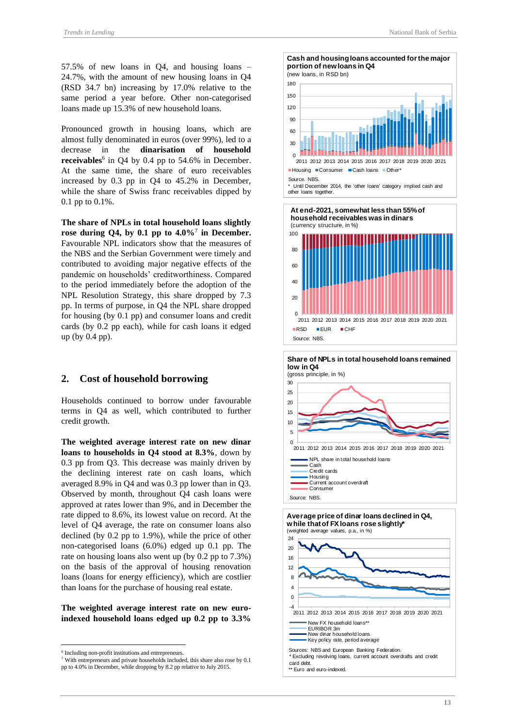57.5% of new loans in Q4, and housing loans – 24.7%, with the amount of new housing loans in Q4 (RSD 34.7 bn) increasing by 17.0% relative to the same period a year before. Other non-categorised loans made up 15.3% of new household loans.

Pronounced growth in housing loans, which are almost fully denominated in euros (over 99%), led to a decrease in the **dinarisation of household receivables**[6] in Q4 by 0.4 pp to 54.6% in December. At the same time, the share of euro receivables increased by 0.3 pp in Q4 to 45.2% in December, while the share of Swiss franc receivables dipped by 0.1 pp to 0.1%.

**The share of NPLs in total household loans slightly rose during Q4, by 0.1 pp to 4.0%**[7] **in December.** Favourable NPL indicators show that the measures of the NBS and the Serbian Government were timely and contributed to avoiding major negative effects of the pandemic on households' creditworthiness. Compared to the period immediately before the adoption of the NPL Resolution Strategy, this share dropped by 7.3 pp. In terms of purpose, in Q4 the NPL share dropped for housing (by 0.1 pp) and consumer loans and credit cards (by 0.2 pp each), while for cash loans it edged up (by 0.4 pp).

## 2. Cost of household borrowing

Households continued to borrow under favourable terms in Q4 as well, which contributed to further credit growth.

**The weighted average interest rate on new dinar loans to households in Q4 stood at 8.3%**, down by 0.3 pp from Q3. This decrease was mainly driven by the declining interest rate on cash loans, which averaged 8.9% in Q4 and was 0.3 pp lower than in Q3. Observed by month, throughout Q4 cash loans were approved at rates lower than 9%, and in December the rate dipped to 8.6%, its lowest value on record. At the level of Q4 average, the rate on consumer loans also declined (by 0.2 pp to 1.9%), while the price of other non-categorised loans (6.0%) edged up by 0.1 pp. The rate on housing loans also went up (by 0.2 pp to 7.3%) on the basis of the approval of housing renovation loans (loans for energy efficiency), which are costlier than loans for the purchase of housing real estate.

**The weighted average interest rate on new euro-indexed household loans edged up 0.2 pp to 3.3%**

**Cash and housing loans accounted for the major portion of new loans in Q4**
(new loans, in RSD bn)

Housing, Consumer, Cash loans, Other*

Source: NBS.
\* Until December 2014, the 'other loans' category implied cash and other loans together.

**At end-2021, somewhat less than 55% of household receivables was in dinars**
(currency structure, in %)

RSD, EUR, CHF

Source: NBS.

**Share of NPLs in total household loans remained low in Q4**
(gross principle, in %)

NPL share in total household loans, Cash, Credit cards, Housing, Current account overdraft, Consumer

Source: NBS.

**Average price of dinar loans declined in Q4, while that of FX loans rose slightly***
(weighted average values, p.a., in %)

New FX household loans**, EURIBOR 3m, New dinar household loans, Key policy rate, period average

Sources: NBS and European Banking Federation.
\* Excluding revolving loans, current account overdrafts and credit card debt.
\*\* Euro and euro-indexed.

---

[6] Including non-profit institutions and entrepreneurs.
[7] With entrepreneurs and private households included, this share also rose by 0.1 pp to 4.0% in December, while dropping by 8.2 pp relative to July 2015.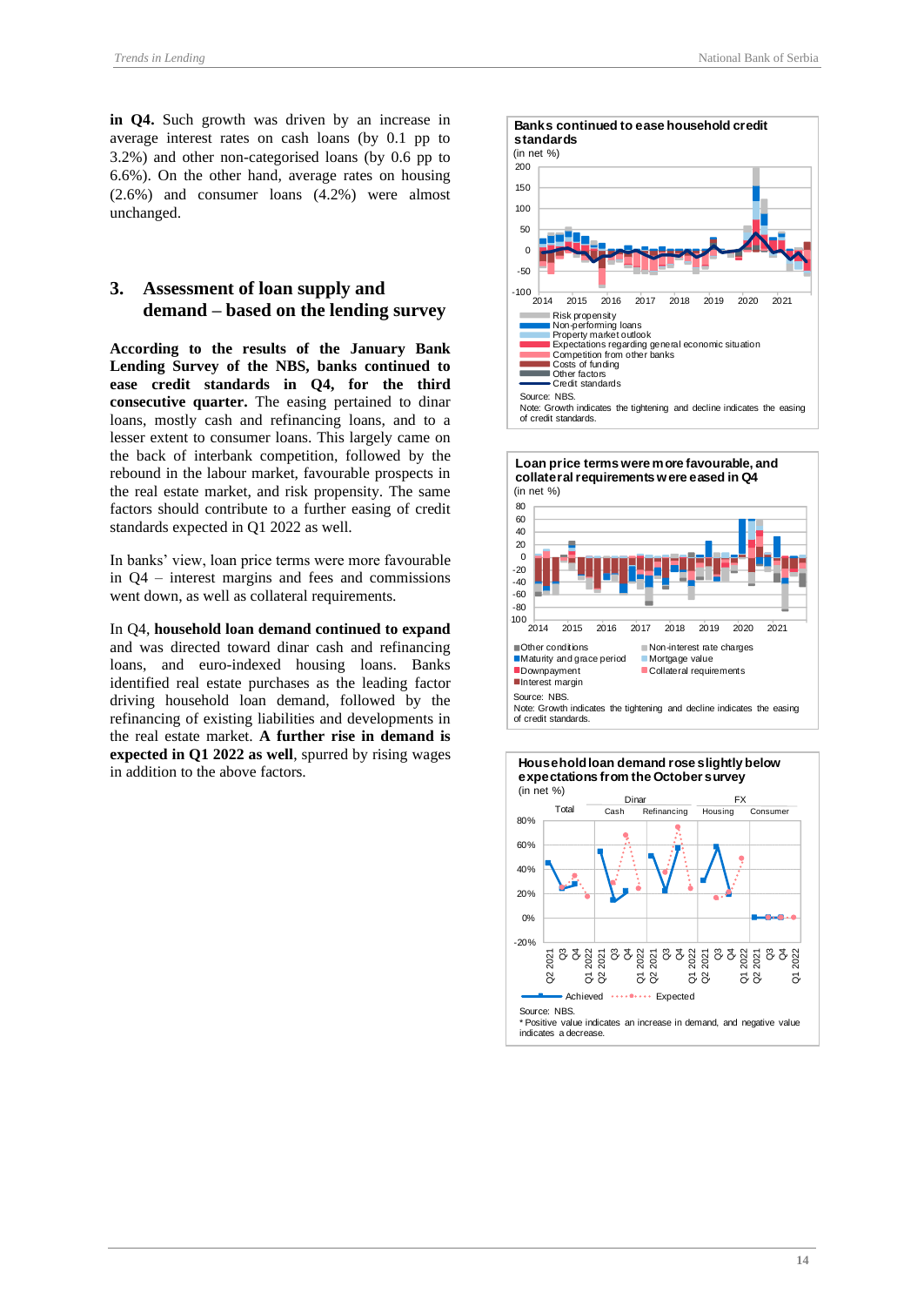**in Q4.** Such growth was driven by an increase in average interest rates on cash loans (by 0.1 pp to 3.2%) and other non-categorised loans (by 0.6 pp to 6.6%). On the other hand, average rates on housing (2.6%) and consumer loans (4.2%) were almost unchanged.

## 3. Assessment of loan supply and demand – based on the lending survey

**According to the results of the January Bank Lending Survey of the NBS, banks continued to ease credit standards in Q4, for the third consecutive quarter.** The easing pertained to dinar loans, mostly cash and refinancing loans, and to a lesser extent to consumer loans. This largely came on the back of interbank competition, followed by the rebound in the labour market, favourable prospects in the real estate market, and risk propensity. The same factors should contribute to a further easing of credit standards expected in Q1 2022 as well.

In banks' view, loan price terms were more favourable in Q4 – interest margins and fees and commissions went down, as well as collateral requirements.

In Q4, **household loan demand continued to expand** and was directed toward dinar cash and refinancing loans, and euro-indexed housing loans. Banks identified real estate purchases as the leading factor driving household loan demand, followed by the refinancing of existing liabilities and developments in the real estate market. **A further rise in demand is expected in Q1 2022 as well**, spurred by rising wages in addition to the above factors.

**Banks continued to ease household credit standards**

(in net %)

Risk propensity; Non-performing loans; Property market outlook; Expectations regarding general economic situation; Competition from other banks; Costs of funding; Other factors; Credit standards

Source: NBS.

Note: Growth indicates the tightening and decline indicates the easing of credit standards.

**Loan price terms were more favourable, and collateral requirements were eased in Q4**

(in net %)

Other conditions; Non-interest rate charges; Maturity and grace period; Mortgage value; Downpayment; Collateral requirements; Interest margin

Source: NBS.

Note: Growth indicates the tightening and decline indicates the easing of credit standards.

**Household loan demand rose slightly below expectations from the October survey**

(in net %)

Achieved; Expected

Source: NBS.

* Positive value indicates an increase in demand, and negative value indicates a decrease.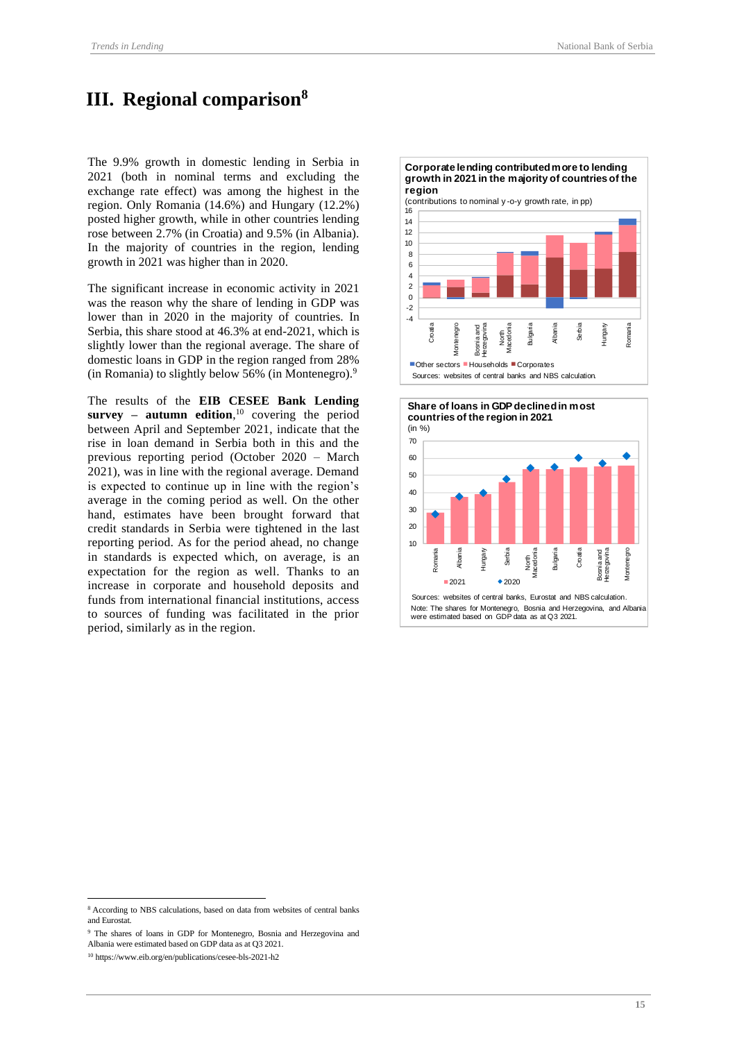# III. Regional comparison[8]

The 9.9% growth in domestic lending in Serbia in 2021 (both in nominal terms and excluding the exchange rate effect) was among the highest in the region. Only Romania (14.6%) and Hungary (12.2%) posted higher growth, while in other countries lending rose between 2.7% (in Croatia) and 9.5% (in Albania). In the majority of countries in the region, lending growth in 2021 was higher than in 2020.

The significant increase in economic activity in 2021 was the reason why the share of lending in GDP was lower than in 2020 in the majority of countries. In Serbia, this share stood at 46.3% at end-2021, which is slightly lower than the regional average. The share of domestic loans in GDP in the region ranged from 28% (in Romania) to slightly below 56% (in Montenegro).[9]

The results of the **EIB CESEE Bank Lending survey – autumn edition**,[10] covering the period between April and September 2021, indicate that the rise in loan demand in Serbia both in this and the previous reporting period (October 2020 – March 2021), was in line with the regional average. Demand is expected to continue up in line with the region's average in the coming period as well. On the other hand, estimates have been brought forward that credit standards in Serbia were tightened in the last reporting period. As for the period ahead, no change in standards is expected which, on average, is an expectation for the region as well. Thanks to an increase in corporate and household deposits and funds from international financial institutions, access to sources of funding was facilitated in the prior period, similarly as in the region.

**Corporate lending contributed more to lending growth in 2021 in the majority of countries of the region**

(contributions to nominal y-o-y growth rate, in pp)

Countries: Croatia, Montenegro, Bosnia and Herzegovina, North Macedonia, Bulgaria, Albania, Serbia, Hungary, Romania

Legend: Other sectors, Households, Corporates

Sources: websites of central banks and NBS calculation.

**Share of loans in GDP declined in most countries of the region in 2021**

(in %)

Countries: Romania, Albania, Hungary, Serbia, North Macedonia, Bulgaria, Croatia, Bosnia and Herzegovina, Montenegro

Legend: 2021, 2020

Sources: websites of central banks, Eurostat and NBS calculation.

Note: The shares for Montenegro, Bosnia and Herzegovina, and Albania were estimated based on GDP data as at Q3 2021.

---

[8] According to NBS calculations, based on data from websites of central banks and Eurostat.

[9] The shares of loans in GDP for Montenegro, Bosnia and Herzegovina and Albania were estimated based on GDP data as at Q3 2021.

[10] https://www.eib.org/en/publications/cesee-bls-2021-h2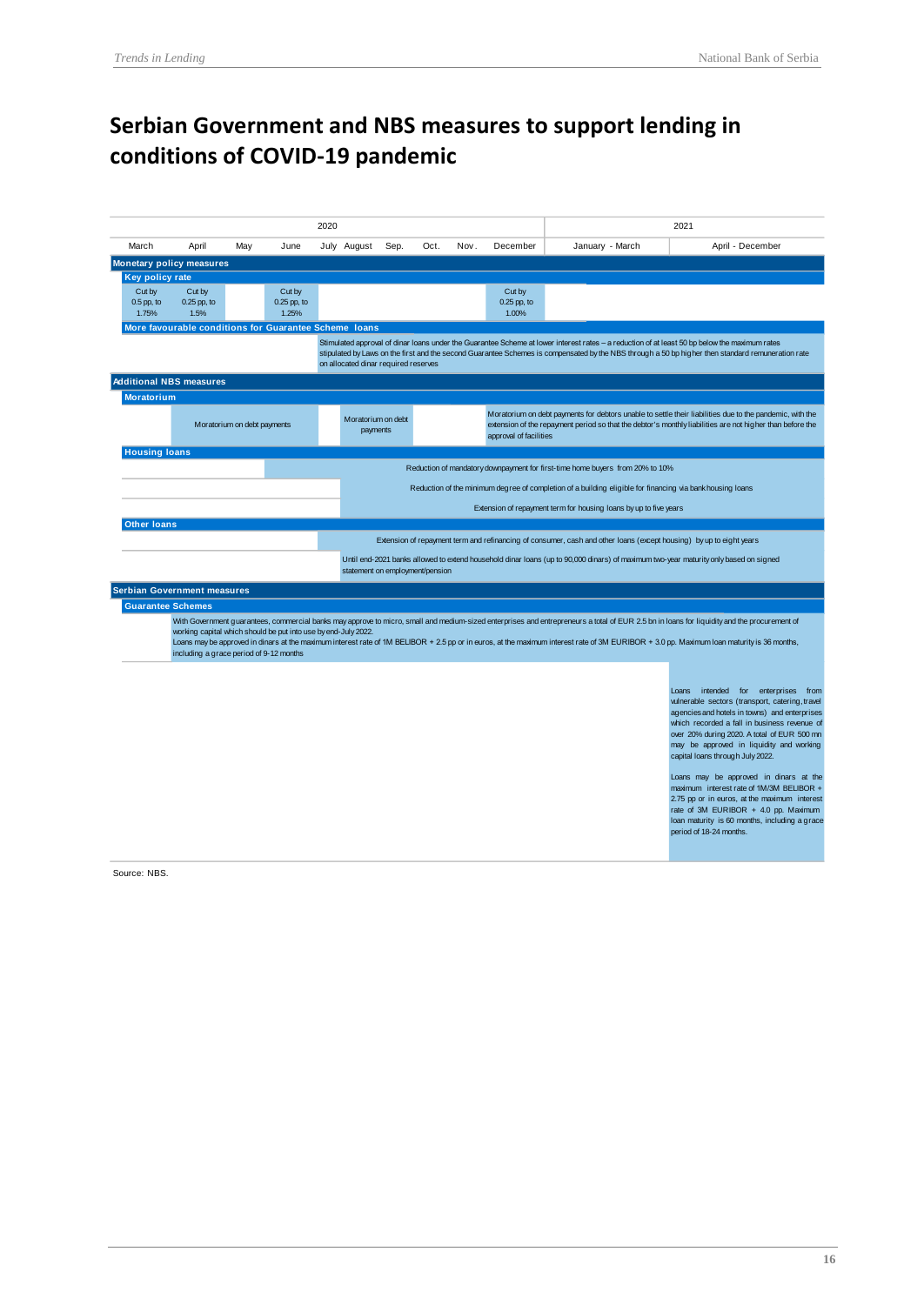# Serbian Government and NBS measures to support lending in conditions of COVID-19 pandemic

| 2020 | | | | | | | | | | 2021 | |
|---|---|---|---|---|---|---|---|---|---|---|---|
| March | April | May | June | July | August | Sep. | Oct. | Nov. | December | January - March | April - December |
| **Monetary policy measures** | | | | | | | | | | | |
| **Key policy rate** | | | | | | | | | | | |
| Cut by 0.5 pp, to 1.75% | Cut by 0.25 pp, to 1.5% | | Cut by 0.25 pp, to 1.25% | | | | | | Cut by 0.25 pp, to 1.00% | | |
| **More favourable conditions for Guarantee Scheme loans** | | | | | | | | | | | |
| | | | | Stimulated approval of dinar loans under the Guarantee Scheme at lower interest rates – a reduction of at least 50 bp below the maximum rates stipulated by Laws on the first and the second Guarantee Schemes is compensated by the NBS through a 50 bp higher then standard remuneration rate on allocated dinar required reserves | | | | | | | |
| **Additional NBS measures** | | | | | | | | | | | |
| **Moratorium** | | | | | | | | | | | |
| | Moratorium on debt payments | | | | Moratorium on debt payments | | | | Moratorium on debt payments for debtors unable to settle their liabilities due to the pandemic, with the extension of the repayment period so that the debtor's monthly liabilities are not higher than before the approval of facilities | | |
| **Housing loans** | | | | | | | | | | | |
| | | | Reduction of mandatory downpayment for first-time home buyers from 20% to 10% | | | | | | | | |
| | | | | | Reduction of the minimum degree of completion of a building eligible for financing via bank housing loans | | | | | | |
| | | | | | Extension of repayment term for housing loans by up to five years | | | | | | |
| **Other loans** | | | | | | | | | | | |
| | | | | Extension of repayment term and refinancing of consumer, cash and other loans (except housing) by up to eight years | | | | | | | |
| | | | | | Until end-2021 banks allowed to extend household dinar loans (up to 90,000 dinars) of maximum two-year maturity only based on signed statement on employment/pension | | | | | | |
| **Serbian Government measures** | | | | | | | | | | | |
| **Guarantee Schemes** | | | | | | | | | | | |
| | With Government guarantees, commercial banks may approve to micro, small and medium-sized enterprises and entrepreneurs a total of EUR 2.5 bn in loans for liquidity and the procurement of working capital which should be put into use by end-July 2022. Loans may be approved in dinars at the maximum interest rate of 1M BELIBOR + 2.5 pp or in euros, at the maximum interest rate of 3M EURIBOR + 3.0 pp. Maximum loan maturity is 36 months, including a grace period of 9-12 months | | | | | | | | | | |
| | | | | | | | | | | | Loans intended for enterprises from vulnerable sectors (transport, catering, travel agencies and hotels in towns) and enterprises which recorded a fall in business revenue of over 20% during 2020. A total of EUR 500 mn may be approved in liquidity and working capital loans through July 2022. Loans may be approved in dinars at the maximum interest rate of 1M/3M BELIBOR + 2.75 pp or in euros, at the maximum interest rate of 3M EURIBOR + 4.0 pp. Maximum loan maturity is 60 months, including a grace period of 18-24 months. |

Source: NBS.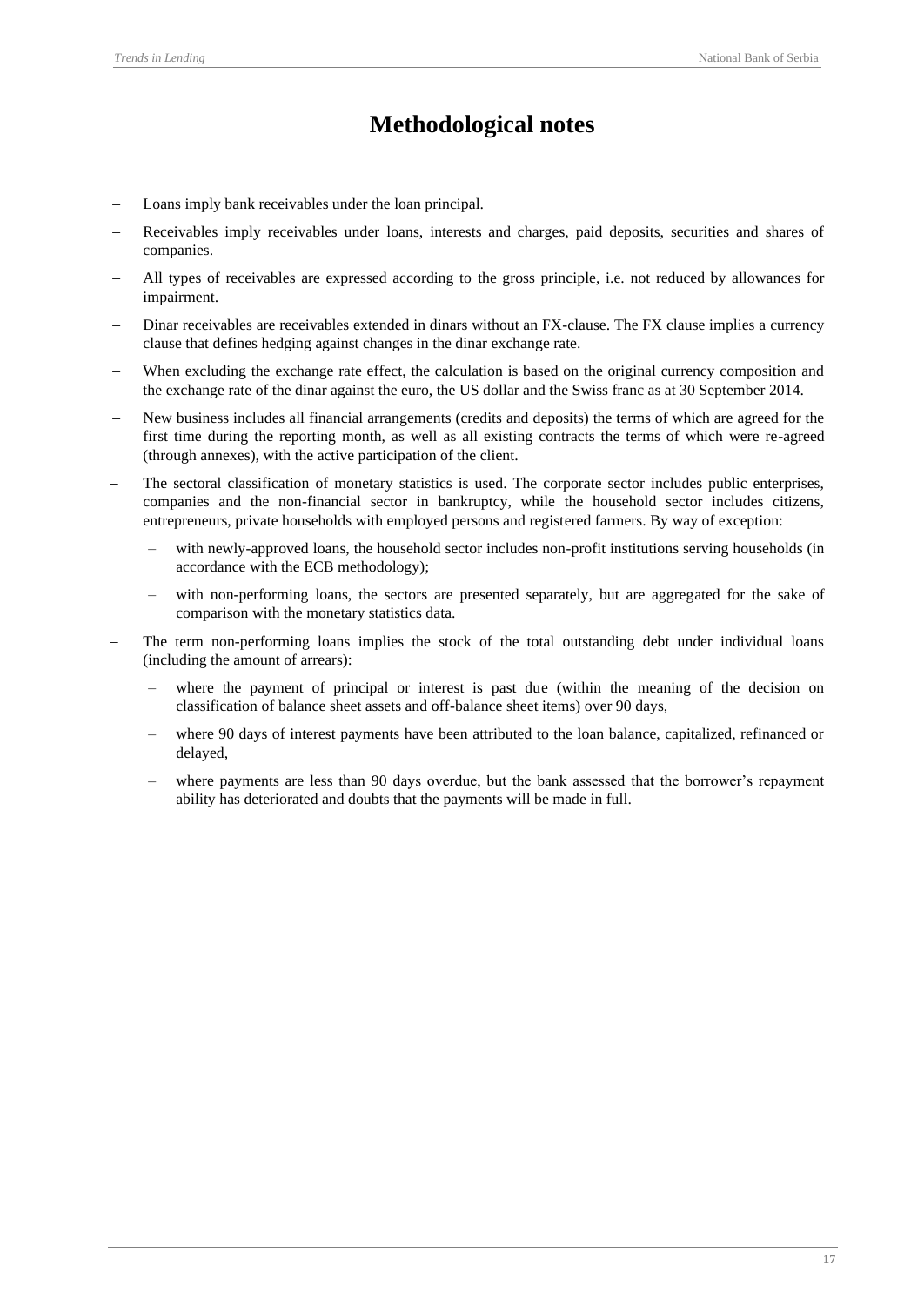# Methodological notes

- Loans imply bank receivables under the loan principal.
- Receivables imply receivables under loans, interests and charges, paid deposits, securities and shares of companies.
- All types of receivables are expressed according to the gross principle, i.e. not reduced by allowances for impairment.
- Dinar receivables are receivables extended in dinars without an FX-clause. The FX clause implies a currency clause that defines hedging against changes in the dinar exchange rate.
- When excluding the exchange rate effect, the calculation is based on the original currency composition and the exchange rate of the dinar against the euro, the US dollar and the Swiss franc as at 30 September 2014.
- New business includes all financial arrangements (credits and deposits) the terms of which are agreed for the first time during the reporting month, as well as all existing contracts the terms of which were re-agreed (through annexes), with the active participation of the client.
- The sectoral classification of monetary statistics is used. The corporate sector includes public enterprises, companies and the non-financial sector in bankruptcy, while the household sector includes citizens, entrepreneurs, private households with employed persons and registered farmers. By way of exception:
  - with newly-approved loans, the household sector includes non-profit institutions serving households (in accordance with the ECB methodology);
  - with non-performing loans, the sectors are presented separately, but are aggregated for the sake of comparison with the monetary statistics data.
- The term non-performing loans implies the stock of the total outstanding debt under individual loans (including the amount of arrears):
  - where the payment of principal or interest is past due (within the meaning of the decision on classification of balance sheet assets and off-balance sheet items) over 90 days,
  - where 90 days of interest payments have been attributed to the loan balance, capitalized, refinanced or delayed,
  - where payments are less than 90 days overdue, but the bank assessed that the borrower's repayment ability has deteriorated and doubts that the payments will be made in full.